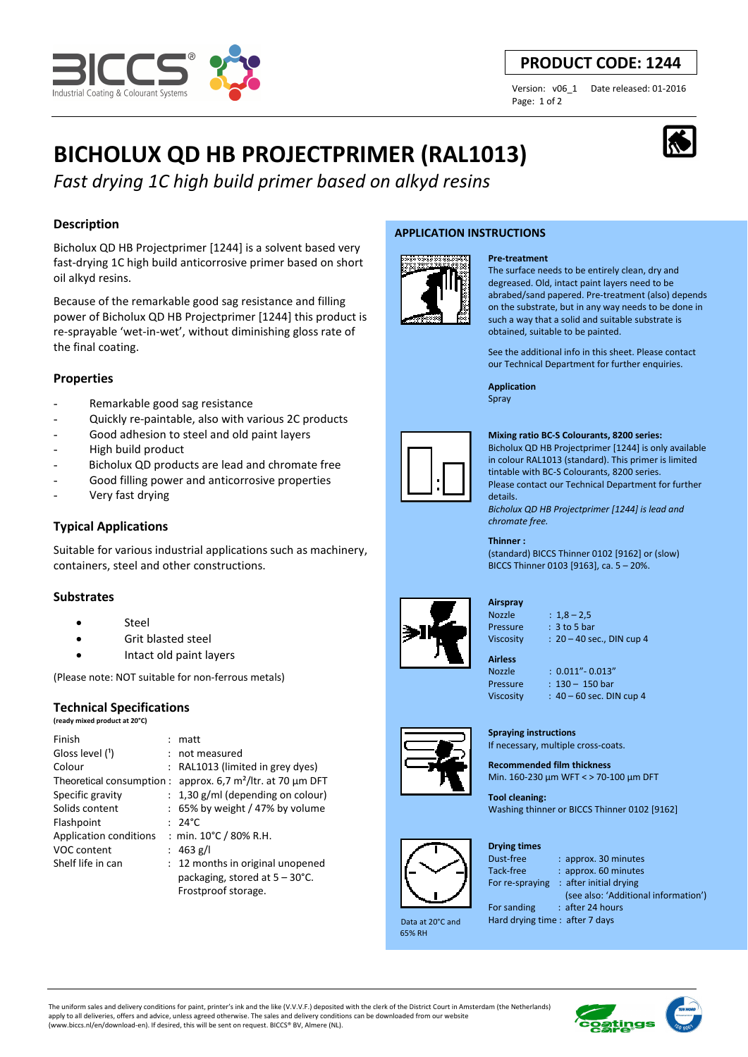**PRODUCT CODE: 1244**

Version: v06_1 Date released: 01-2016

# BICHOLUX QD HB PROJECTPRIMER (RAL1013)

*Fast drying 1C high build primer based on alkyd resins*

## Description

Bicholux QD HB Projectprimer [1244] is a solvent based very fast-drying 1C high build anticorrosive primer based on short oil alkyd resins.

Because of the remarkable good sag resistance and filling power of Bicholux QD HB Projectprimer [1244] this product is re-sprayable 'wet-in-wet', without diminishing gloss rate of the final coating.

## Properties

- Remarkable good sag resistance
- Quickly re-paintable, also with various 2C products
- Good adhesion to steel and old paint layers
- High build product
- Bicholux QD products are lead and chromate free
- Good filling power and anticorrosive properties
- Very fast drying

## Typical Applications

Suitable for various industrial applications such as machinery, containers, steel and other constructions.

## Substrates

- Steel
- Grit blasted steel
- Intact old paint layers

(Please note: NOT suitable for non-ferrous metals)

## Technical Specifications

**(ready mixed product at 20°C)**

| | |
|---|---|
| Finish | : matt |
| Gloss level ([1]) | : not measured |
| Colour | : RAL1013 (limited in grey dyes) |
| Theoretical consumption | : approx. 6,7 m²/ltr. at 70 µm DFT |
| Specific gravity | : 1,30 g/ml (depending on colour) |
| Solids content | : 65% by weight / 47% by volume |
| Flashpoint | : 24°C |
| Application conditions | : min. 10°C / 80% R.H. |
| VOC content | : 463 g/l |
| Shelf life in can | : 12 months in original unopened packaging, stored at 5 – 30°C. Frostproof storage. |

## APPLICATION INSTRUCTIONS

**Pre-treatment**

The surface needs to be entirely clean, dry and degreased. Old, intact paint layers need to be abraded/sand papered. Pre-treatment (also) depends on the substrate, but in any way needs to be done in such a way that a solid and suitable substrate is obtained, suitable to be painted.

See the additional info in this sheet. Please contact our Technical Department for further enquiries.

**Application**

Spray

**Mixing ratio BC-S Colourants, 8200 series:**

Bicholux QD HB Projectprimer [1244] is only available in colour RAL1013 (standard). This primer is limited tintable with BC-S Colourants, 8200 series.
Please contact our Technical Department for further details.

*Bicholux QD HB Projectprimer [1244] is lead and chromate free.*

**Thinner :**

(standard) BICCS Thinner 0102 [9162] or (slow) BICCS Thinner 0103 [9163], ca. 5 – 20%.

**Airspray**

| | |
|---|---|
| Nozzle | : 1,8 – 2,5 |
| Pressure | : 3 to 5 bar |
| Viscosity | : 20 – 40 sec., DIN cup 4 |

**Airless**

| | |
|---|---|
| Nozzle | : 0.011"- 0.013" |
| Pressure | : 130 – 150 bar |
| Viscosity | : 40 – 60 sec. DIN cup 4 |

**Spraying instructions**

If necessary, multiple cross-coats.

**Recommended film thickness**

Min. 160-230 µm WFT < > 70-100 µm DFT

**Tool cleaning:**

Washing thinner or BICCS Thinner 0102 [9162]

**Drying times**

| | |
|---|---|
| Dust-free | : approx. 30 minutes |
| Tack-free | : approx. 60 minutes |
| For re-spraying | : after initial drying (see also: 'Additional information') |
| For sanding | : after 24 hours |
| Hard drying time | : after 7 days |

Data at 20°C and 65% RH

The uniform sales and delivery conditions for paint, printer's ink and the like (V.V.V.F.) deposited with the clerk of the District Court in Amsterdam (the Netherlands) apply to all deliveries, offers and advice, unless agreed otherwise. The sales and delivery conditions can be downloaded from our website (www.biccs.nl/en/download-en). If desired, this will be sent on request. BICCS® BV, Almere (NL).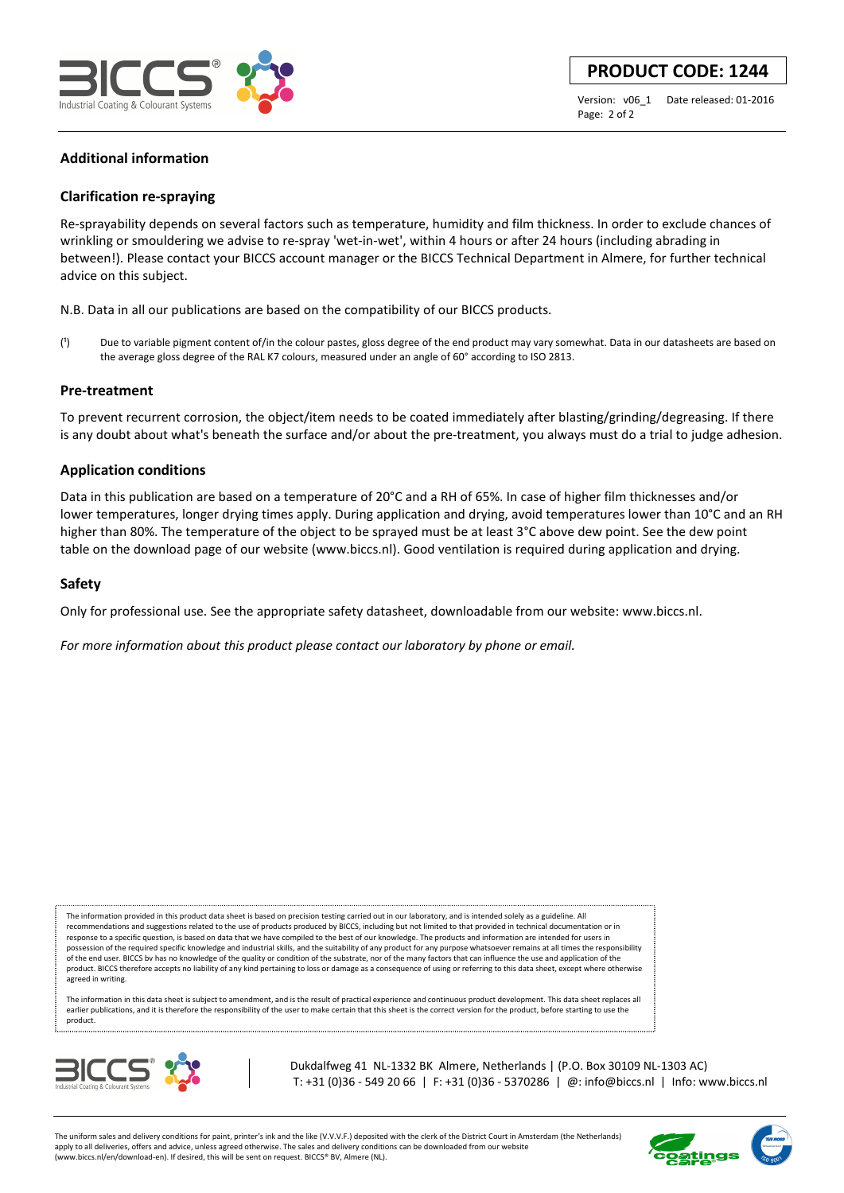## Additional information

### Clarification re-spraying

Re-sprayability depends on several factors such as temperature, humidity and film thickness. In order to exclude chances of wrinkling or smouldering we advise to re-spray 'wet-in-wet', within 4 hours or after 24 hours (including abrading in between!). Please contact your BICCS account manager or the BICCS Technical Department in Almere, for further technical advice on this subject.

N.B. Data in all our publications are based on the compatibility of our BICCS products.

(1) Due to variable pigment content of/in the colour pastes, gloss degree of the end product may vary somewhat. Data in our datasheets are based on the average gloss degree of the RAL K7 colours, measured under an angle of 60° according to ISO 2813.

### Pre-treatment

To prevent recurrent corrosion, the object/item needs to be coated immediately after blasting/grinding/degreasing. If there is any doubt about what's beneath the surface and/or about the pre-treatment, you always must do a trial to judge adhesion.

### Application conditions

Data in this publication are based on a temperature of 20°C and a RH of 65%. In case of higher film thicknesses and/or lower temperatures, longer drying times apply. During application and drying, avoid temperatures lower than 10°C and an RH higher than 80%. The temperature of the object to be sprayed must be at least 3°C above dew point. See the dew point table on the download page of our website (www.biccs.nl). Good ventilation is required during application and drying.

### Safety

Only for professional use. See the appropriate safety datasheet, downloadable from our website: www.biccs.nl.

*For more information about this product please contact our laboratory by phone or email.*

The information provided in this product data sheet is based on precision testing carried out in our laboratory, and is intended solely as a guideline. All recommendations and suggestions related to the use of products produced by BICCS, including but not limited to that provided in technical documentation or in response to a specific question, is based on data that we have compiled to the best of our knowledge. The products and information are intended for users in possession of the required specific knowledge and industrial skills, and the suitability of any product for any purpose whatsoever remains at all times the responsibility of the end user. BICCS bv has no knowledge of the quality or condition of the substrate, nor of the many factors that can influence the use and application of the product. BICCS therefore accepts no liability of any kind pertaining to loss or damage as a consequence of using or referring to this data sheet, except where otherwise agreed in writing.

The information in this data sheet is subject to amendment, and is the result of practical experience and continuous product development. This data sheet replaces all earlier publications, and it is therefore the responsibility of the user to make certain that this sheet is the correct version for the product, before starting to use the product.

Dukdalfweg 41 NL-1332 BK Almere, Netherlands | (P.O. Box 30109 NL-1303 AC)
T: +31 (0)36 - 549 20 66 | F: +31 (0)36 - 5370286 | @: info@biccs.nl | Info: www.biccs.nl

The uniform sales and delivery conditions for paint, printer's ink and the like (V.V.V.F.) deposited with the clerk of the District Court in Amsterdam (the Netherlands) apply to all deliveries, offers and advice, unless agreed otherwise. The sales and delivery conditions can be downloaded from our website (www.biccs.nl/en/download-en). If desired, this will be sent on request. BICCS® BV, Almere (NL).